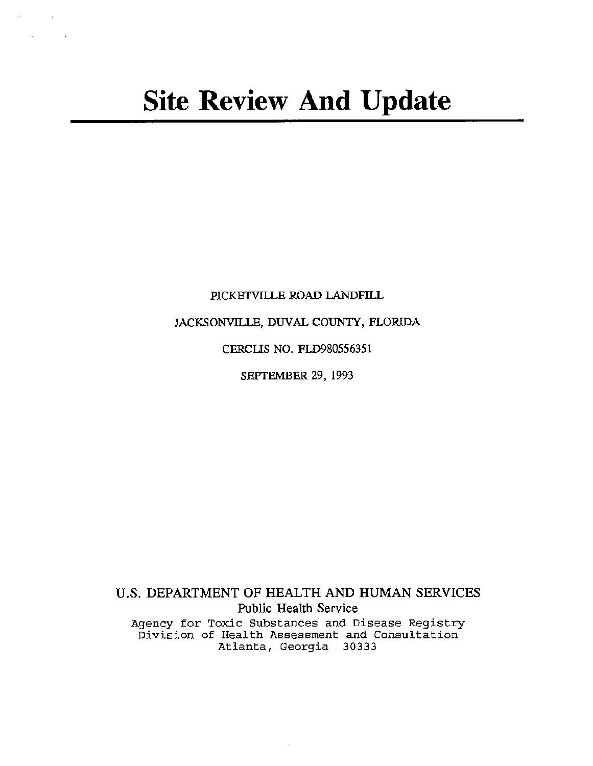# Site Review And Update

PICKETVILLE ROAD LANDFILL

JACKSONVILLE, DUVAL COUNTY, FLORIDA

CERCLIS NO. FLD980556351

SEPTEMBER 29, 1993

U.S. DEPARTMENT OF HEALTH AND HUMAN SERVICES

Public Health Service

Agency for Toxic Substances and Disease Registry

Division of Health Assessment and Consultation

Atlanta, Georgia 30333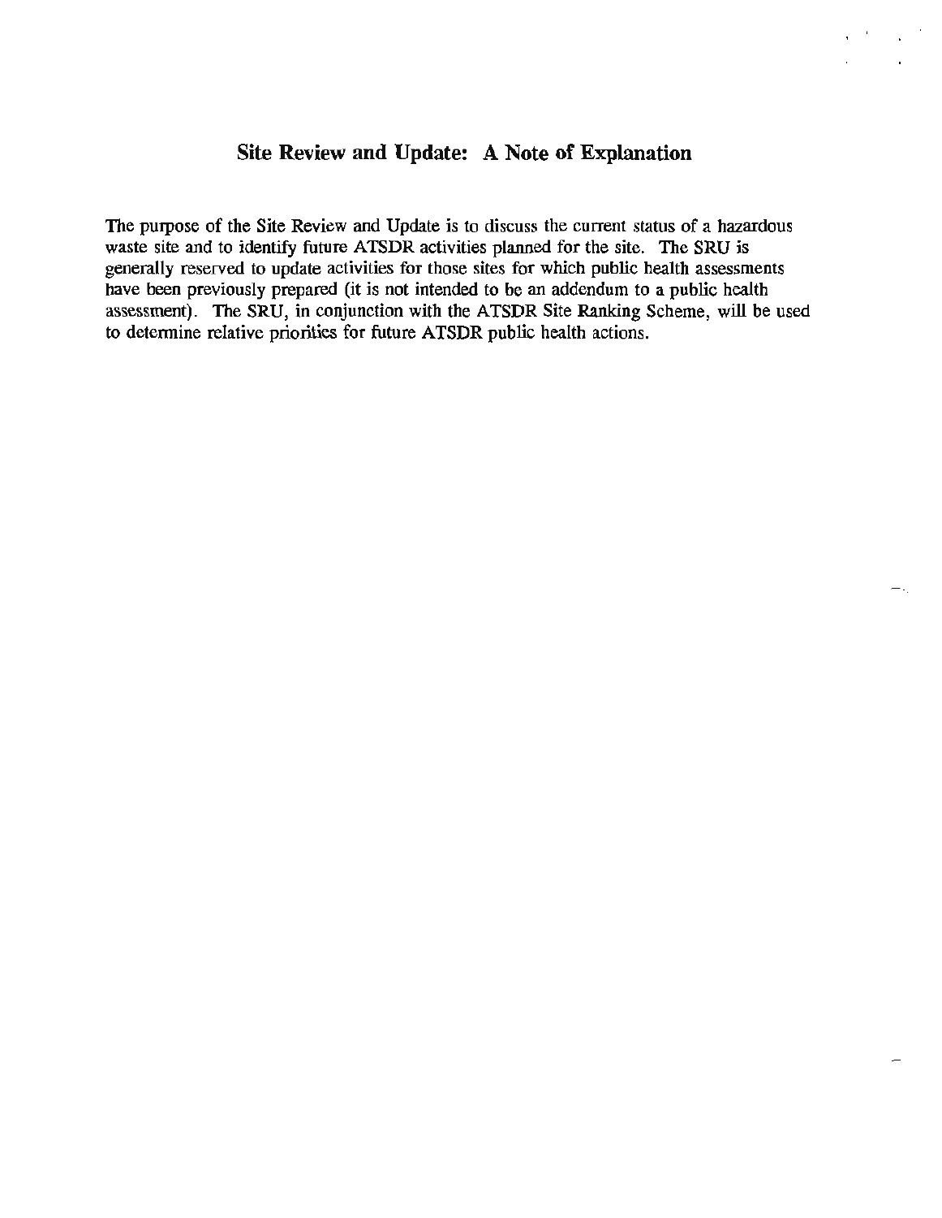## Site Review and Update: A Note of Explanation

The purpose of the Site Review and Update is to discuss the current status of a hazardous waste site and to identify future ATSDR activities planned for the site. The SRU is generally reserved to update activities for those sites for which public health assessments have been previously prepared (it is not intended to be an addendum to a public health assessment). The SRU, in conjunction with the ATSDR Site Ranking Scheme, will be used to determine relative priorities for future ATSDR public health actions.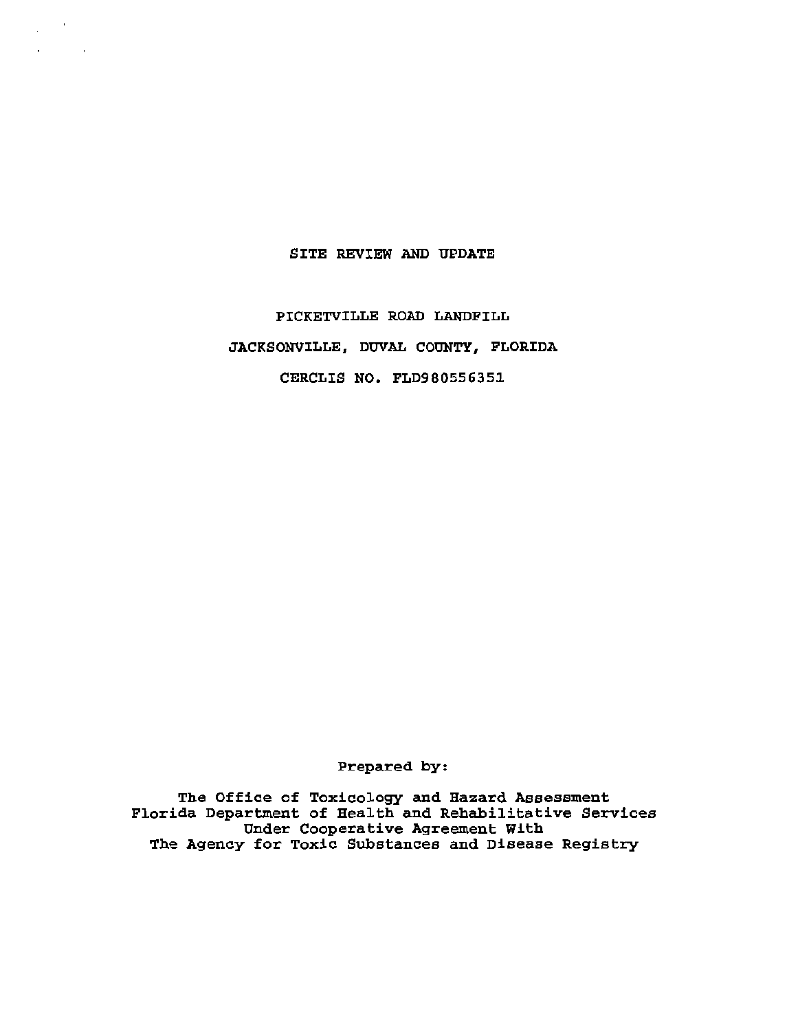# SITE REVIEW AND UPDATE

PICKETVILLE ROAD LANDFILL

JACKSONVILLE, DUVAL COUNTY, FLORIDA

CERCLIS NO. FLD980556351

Prepared by:

The Office of Toxicology and Hazard Assessment
Florida Department of Health and Rehabilitative Services
Under Cooperative Agreement With
The Agency for Toxic Substances and Disease Registry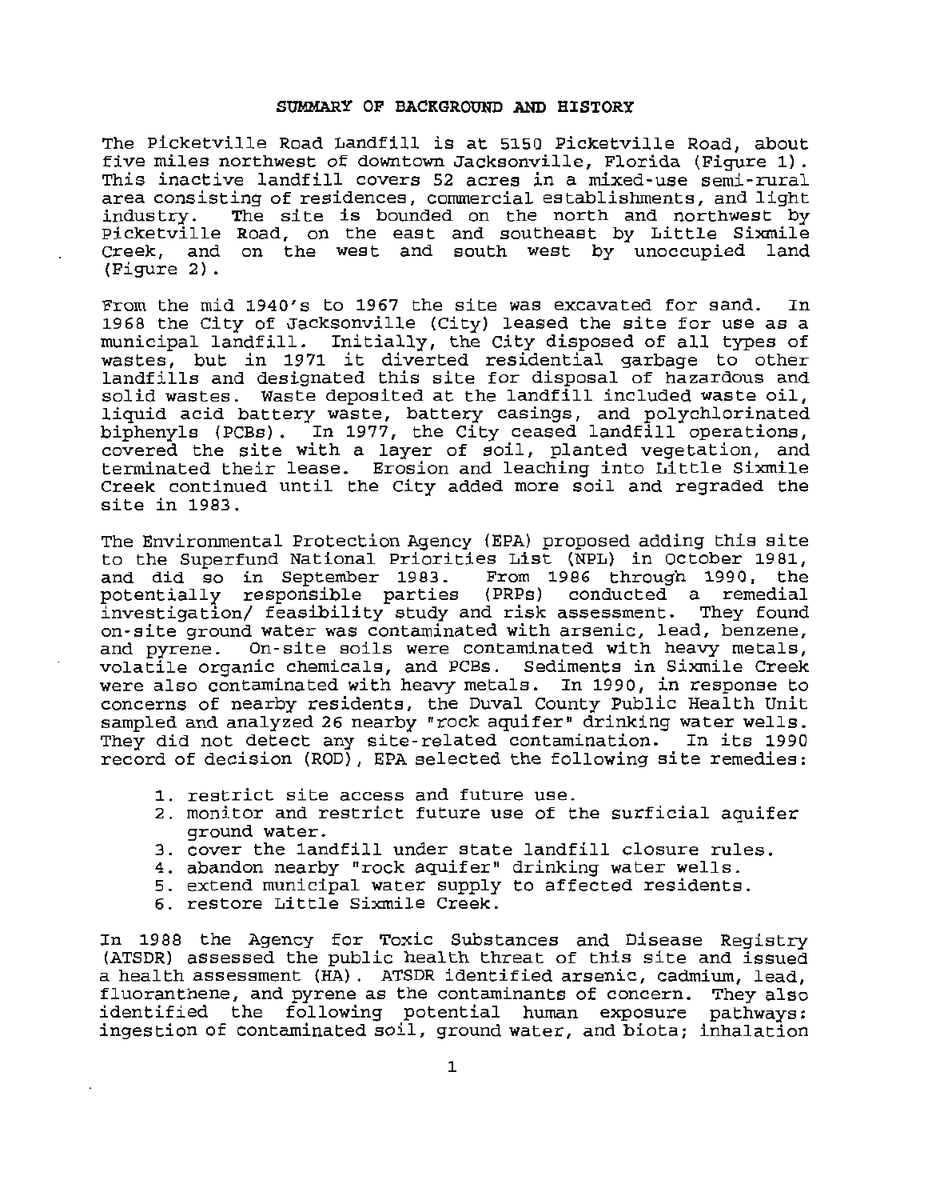## SUMMARY OF BACKGROUND AND HISTORY

The Picketville Road Landfill is at 5150 Picketville Road, about five miles northwest of downtown Jacksonville, Florida (Figure 1). This inactive landfill covers 52 acres in a mixed-use semi-rural area consisting of residences, commercial establishments, and light industry. The site is bounded on the north and northwest by Picketville Road, on the east and southeast by Little Sixmile Creek, and on the west and south west by unoccupied land (Figure 2).

From the mid 1940's to 1967 the site was excavated for sand. In 1968 the City of Jacksonville (City) leased the site for use as a municipal landfill. Initially, the City disposed of all types of wastes, but in 1971 it diverted residential garbage to other landfills and designated this site for disposal of hazardous and solid wastes. Waste deposited at the landfill included waste oil, liquid acid battery waste, battery casings, and polychlorinated biphenyls (PCBs). In 1977, the City ceased landfill operations, covered the site with a layer of soil, planted vegetation, and terminated their lease. Erosion and leaching into Little Sixmile Creek continued until the City added more soil and regraded the site in 1983.

The Environmental Protection Agency (EPA) proposed adding this site to the Superfund National Priorities List (NPL) in October 1981, and did so in September 1983. From 1986 through 1990, the potentially responsible parties (PRPs) conducted a remedial investigation/ feasibility study and risk assessment. They found on-site ground water was contaminated with arsenic, lead, benzene, and pyrene. On-site soils were contaminated with heavy metals, volatile organic chemicals, and PCBs. Sediments in Sixmile Creek were also contaminated with heavy metals. In 1990, in response to concerns of nearby residents, the Duval County Public Health Unit sampled and analyzed 26 nearby "rock aquifer" drinking water wells. They did not detect any site-related contamination. In its 1990 record of decision (ROD), EPA selected the following site remedies:

1. restrict site access and future use.
2. monitor and restrict future use of the surficial aquifer ground water.
3. cover the landfill under state landfill closure rules.
4. abandon nearby "rock aquifer" drinking water wells.
5. extend municipal water supply to affected residents.
6. restore Little Sixmile Creek.

In 1988 the Agency for Toxic Substances and Disease Registry (ATSDR) assessed the public health threat of this site and issued a health assessment (HA). ATSDR identified arsenic, cadmium, lead, fluoranthene, and pyrene as the contaminants of concern. They also identified the following potential human exposure pathways: ingestion of contaminated soil, ground water, and biota; inhalation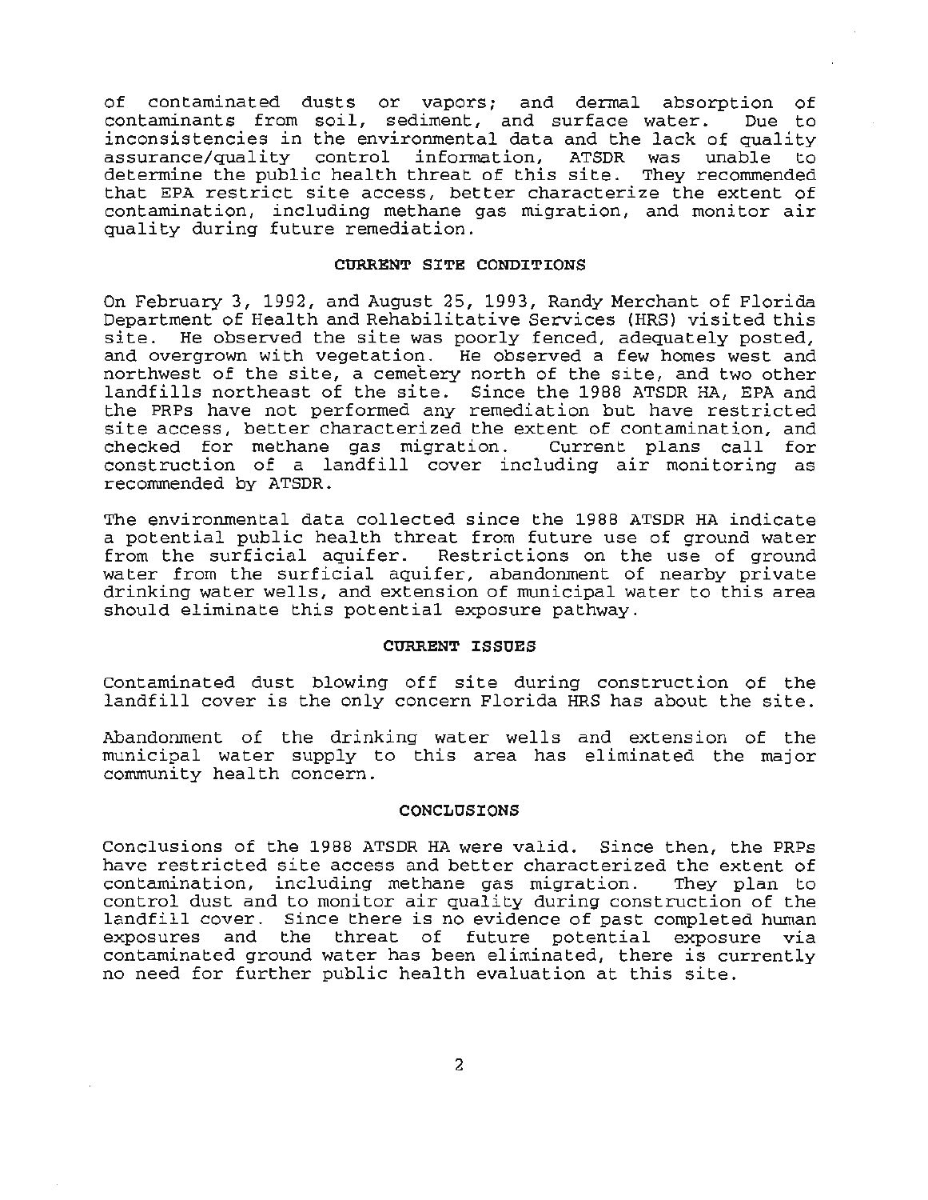of contaminated dusts or vapors; and dermal absorption of contaminants from soil, sediment, and surface water. Due to inconsistencies in the environmental data and the lack of quality assurance/quality control information, ATSDR was unable to determine the public health threat of this site. They recommended that EPA restrict site access, better characterize the extent of contamination, including methane gas migration, and monitor air quality during future remediation.

## CURRENT SITE CONDITIONS

On February 3, 1992, and August 25, 1993, Randy Merchant of Florida Department of Health and Rehabilitative Services (HRS) visited this site. He observed the site was poorly fenced, adequately posted, and overgrown with vegetation. He observed a few homes west and northwest of the site, a cemetery north of the site, and two other landfills northeast of the site. Since the 1988 ATSDR HA, EPA and the PRPs have not performed any remediation but have restricted site access, better characterized the extent of contamination, and checked for methane gas migration. Current plans call for construction of a landfill cover including air monitoring as recommended by ATSDR.

The environmental data collected since the 1988 ATSDR HA indicate a potential public health threat from future use of ground water from the surficial aquifer. Restrictions on the use of ground water from the surficial aquifer, abandonment of nearby private drinking water wells, and extension of municipal water to this area should eliminate this potential exposure pathway.

## CURRENT ISSUES

Contaminated dust blowing off site during construction of the landfill cover is the only concern Florida HRS has about the site.

Abandonment of the drinking water wells and extension of the municipal water supply to this area has eliminated the major community health concern.

## CONCLUSIONS

Conclusions of the 1988 ATSDR HA were valid. Since then, the PRPs have restricted site access and better characterized the extent of contamination, including methane gas migration. They plan to control dust and to monitor air quality during construction of the landfill cover. Since there is no evidence of past completed human exposures and the threat of future potential exposure via contaminated ground water has been eliminated, there is currently no need for further public health evaluation at this site.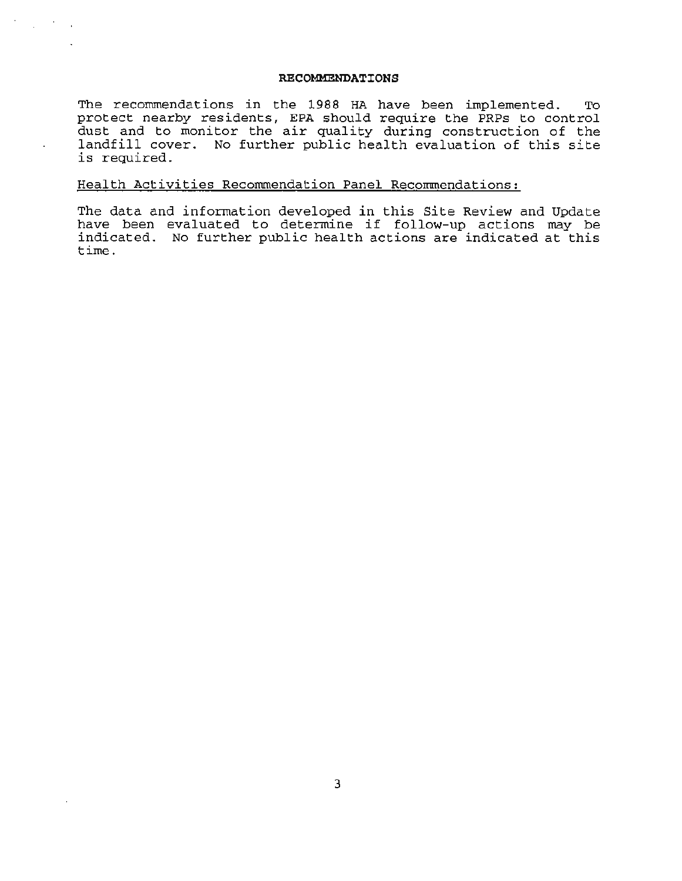## RECOMMENDATIONS

The recommendations in the 1988 HA have been implemented. To protect nearby residents, EPA should require the PRPs to control dust and to monitor the air quality during construction of the landfill cover. No further public health evaluation of this site is required.

### Health Activities Recommendation Panel Recommendations:

The data and information developed in this Site Review and Update have been evaluated to determine if follow-up actions may be indicated. No further public health actions are indicated at this time.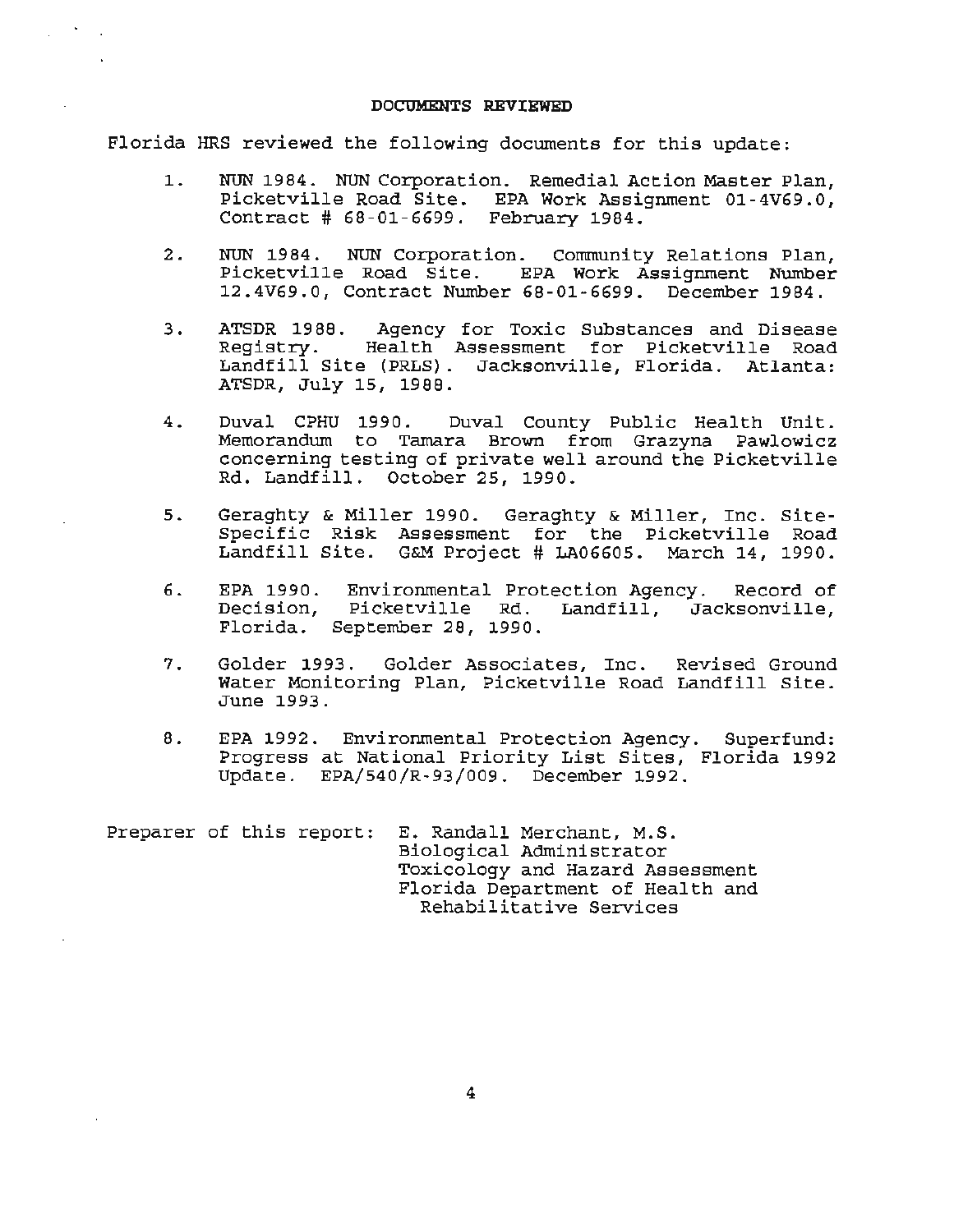## DOCUMENTS REVIEWED

Florida HRS reviewed the following documents for this update:

1. NUN 1984. NUN Corporation. Remedial Action Master Plan, Picketville Road Site. EPA Work Assignment 01-4V69.0, Contract # 68-01-6699. February 1984.

2. NUN 1984. NUN Corporation. Community Relations Plan, Picketville Road Site. EPA Work Assignment Number 12.4V69.0, Contract Number 68-01-6699. December 1984.

3. ATSDR 1988. Agency for Toxic Substances and Disease Registry. Health Assessment for Picketville Road Landfill Site (PRLS). Jacksonville, Florida. Atlanta: ATSDR, July 15, 1988.

4. Duval CPHU 1990. Duval County Public Health Unit. Memorandum to Tamara Brown from Grazyna Pawlowicz concerning testing of private well around the Picketville Rd. Landfill. October 25, 1990.

5. Geraghty & Miller 1990. Geraghty & Miller, Inc. Site-Specific Risk Assessment for the Picketville Road Landfill Site. G&M Project # LA06605. March 14, 1990.

6. EPA 1990. Environmental Protection Agency. Record of Decision, Picketville Rd. Landfill, Jacksonville, Florida. September 28, 1990.

7. Golder 1993. Golder Associates, Inc. Revised Ground Water Monitoring Plan, Picketville Road Landfill Site. June 1993.

8. EPA 1992. Environmental Protection Agency. Superfund: Progress at National Priority List Sites, Florida 1992 Update. EPA/540/R-93/009. December 1992.

Preparer of this report: E. Randall Merchant, M.S.
Biological Administrator
Toxicology and Hazard Assessment
Florida Department of Health and Rehabilitative Services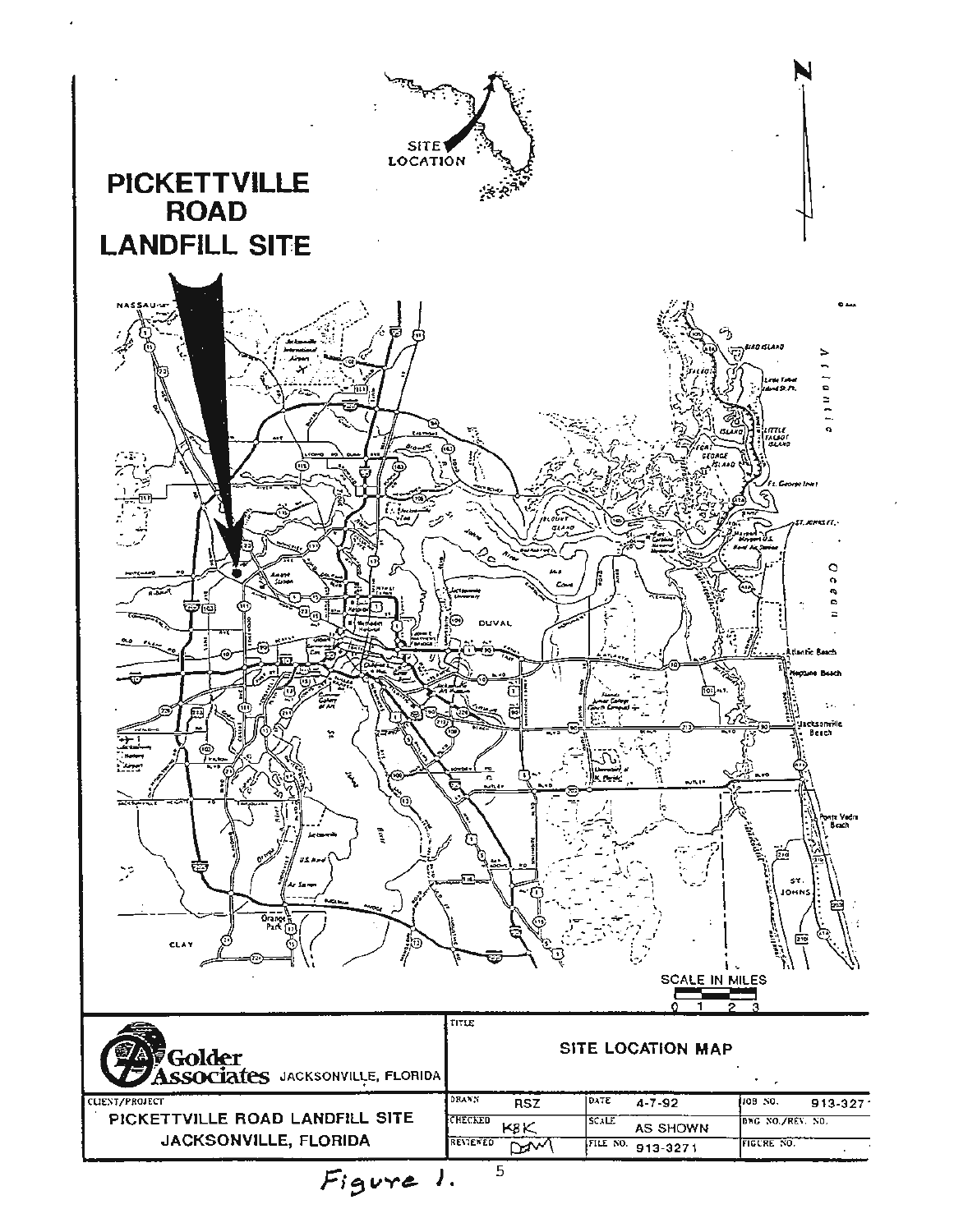# PICKETTVILLE ROAD LANDFILL SITE

SITE LOCATION

SCALE IN MILES

0 1 2 3

| Golder Associates JACKSONVILLE, FLORIDA | TITLE SITE LOCATION MAP | | |
|---|---|---|---|
| CLIENT/PROJECT PICKETTVILLE ROAD LANDFILL SITE JACKSONVILLE, FLORIDA | DRAWN RSZ | DATE 4-7-92 | JOB NO. 913-327 |
| | CHECKED KBK | SCALE AS SHOWN | DWG NO./REV. NO. |
| | REVIEWED DM | FILE NO. 913-3271 | FIGURE NO. |

Figure 1.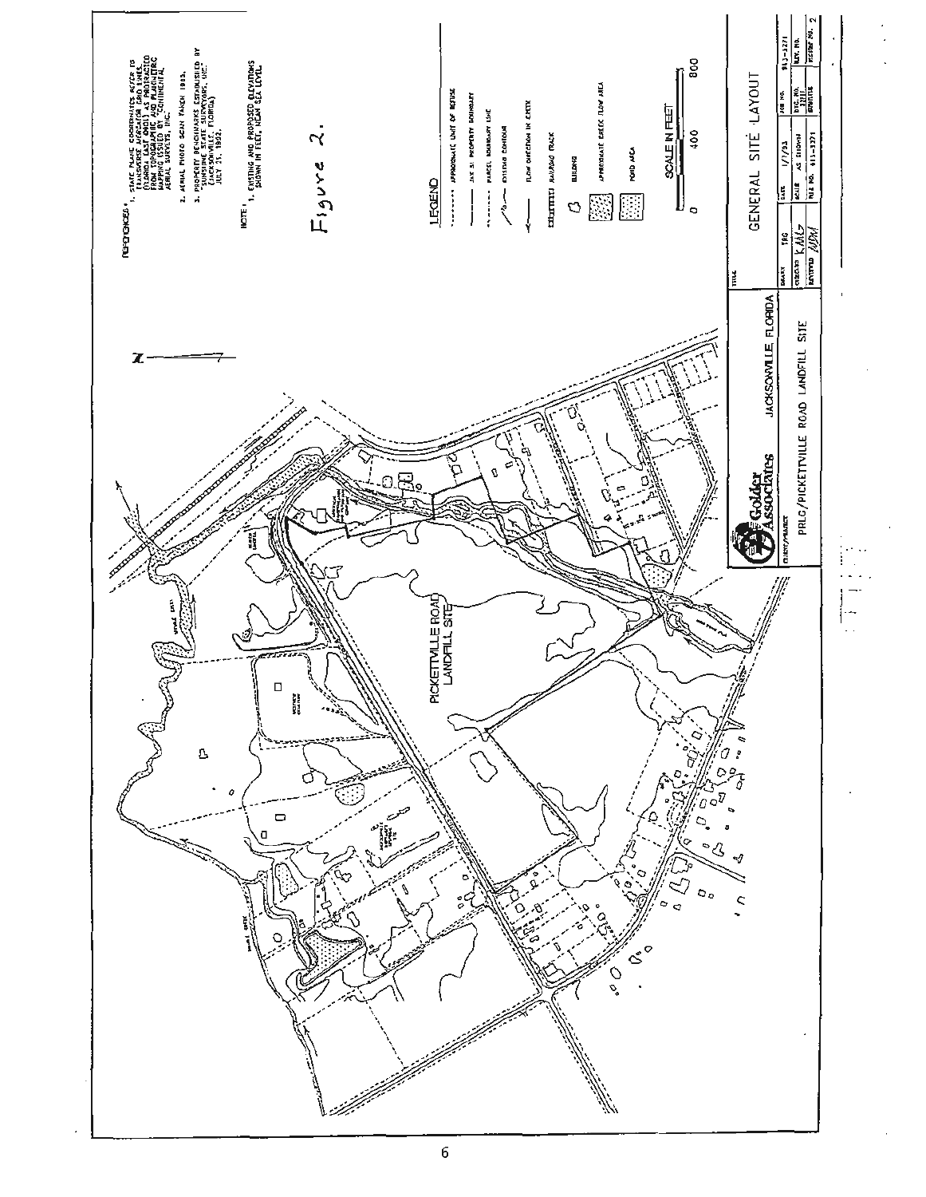REFERENCES:

1. STATE PLANE COORDINATES REFER TO TRANSVERSE MERCATOR GRID ZONES (FLORIDA EAST 0901) AS PROTRACTED FROM TOPOGRAPHIC AND PLANIMETRIC MAPPING ISSUED BY "CONTINENTAL AERIAL SURVEYS, INC."
2. AERIAL PHOTO SCAN TAKEN 1983.
3. PROPERTY BENCHMARKS ESTABLISHED BY "SUNSHINE STATE SURVEYORS, INC." (JACKSONVILLE, FLORIDA) JULY 31, 1992.

NOTE:

1. EXISTING AND PROPOSED ELEVATIONS SHOWN IN FEET, MEAN SEA LEVEL.

Figure 2.

LEGEND

APPROXIMATE UNIT OF REFUSE

JAX 31 PROPERTY BOUNDARY

PARCEL BOUNDARY LINE

EXISTING CONTOUR

FLOW DIRECTION IN CREEK

RAILROAD TRACK

BUILDING

APPROXIMATE CREEK FLOW AREA

POND AREA

SCALE IN FEET

0 400 800

N

PICKETTVILLE ROAD LANDFILL SITE

Golder Associates

JACKSONVILLE, FLORIDA

CLIENT/PROJECT

PRLG/PICKETTVILLE ROAD LANDFILL SITE

TITLE

GENERAL SITE LAYOUT

| | | | | | |
|---|---|---|---|---|---|
| DRAWN | TRG | DATE | 1/1/93 | JOB NO. | 913-3271 |
| CHECKED | KMA | SCALE | AS SHOWN | DWG. NO. | 3271 |
| REVIEWED | | FILE NO. | 913-3271 | | FIGURE NO. 2 |